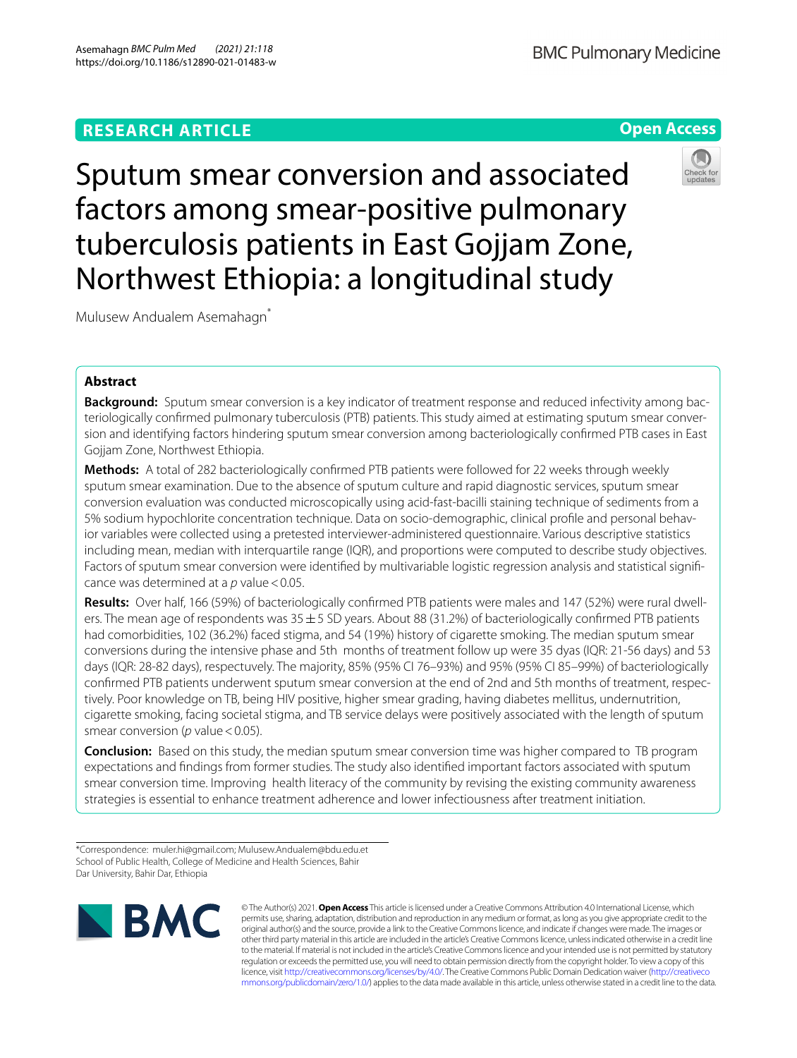RESEARCH ARTICLE

Open Access

# Sputum smear conversion and associated factors among smear-positive pulmonary tuberculosis patients in East Gojjam Zone, Northwest Ethiopia: a longitudinal study

Mulusew Andualem Asemahagn*

## Abstract

**Background:** Sputum smear conversion is a key indicator of treatment response and reduced infectivity among bacteriologically confirmed pulmonary tuberculosis (PTB) patients. This study aimed at estimating sputum smear conversion and identifying factors hindering sputum smear conversion among bacteriologically confirmed PTB cases in East Gojjam Zone, Northwest Ethiopia.

**Methods:** A total of 282 bacteriologically confirmed PTB patients were followed for 22 weeks through weekly sputum smear examination. Due to the absence of sputum culture and rapid diagnostic services, sputum smear conversion evaluation was conducted microscopically using acid-fast-bacilli staining technique of sediments from a 5% sodium hypochlorite concentration technique. Data on socio-demographic, clinical profile and personal behavior variables were collected using a pretested interviewer-administered questionnaire. Various descriptive statistics including mean, median with interquartile range (IQR), and proportions were computed to describe study objectives. Factors of sputum smear conversion were identified by multivariable logistic regression analysis and statistical significance was determined at a *p* value < 0.05.

**Results:** Over half, 166 (59%) of bacteriologically confirmed PTB patients were males and 147 (52%) were rural dwellers. The mean age of respondents was 35 ± 5 SD years. About 88 (31.2%) of bacteriologically confirmed PTB patients had comorbidities, 102 (36.2%) faced stigma, and 54 (19%) history of cigarette smoking. The median sputum smear conversions during the intensive phase and 5th months of treatment follow up were 35 dyas (IQR: 21-56 days) and 53 days (IQR: 28-82 days), respectuely. The majority, 85% (95% CI 76–93%) and 95% (95% CI 85–99%) of bacteriologically confirmed PTB patients underwent sputum smear conversion at the end of 2nd and 5th months of treatment, respectively. Poor knowledge on TB, being HIV positive, higher smear grading, having diabetes mellitus, undernutrition, cigarette smoking, facing societal stigma, and TB service delays were positively associated with the length of sputum smear conversion (*p* value < 0.05).

**Conclusion:** Based on this study, the median sputum smear conversion time was higher compared to TB program expectations and findings from former studies. The study also identified important factors associated with sputum smear conversion time. Improving health literacy of the community by revising the existing community awareness strategies is essential to enhance treatment adherence and lower infectiousness after treatment initiation.

*Correspondence: muler.hi@gmail.com; Mulusew.Andualem@bdu.edu.et
School of Public Health, College of Medicine and Health Sciences, Bahir Dar University, Bahir Dar, Ethiopia

© The Author(s) 2021. **Open Access** This article is licensed under a Creative Commons Attribution 4.0 International License, which permits use, sharing, adaptation, distribution and reproduction in any medium or format, as long as you give appropriate credit to the original author(s) and the source, provide a link to the Creative Commons licence, and indicate if changes were made. The images or other third party material in this article are included in the article's Creative Commons licence, unless indicated otherwise in a credit line to the material. If material is not included in the article's Creative Commons licence and your intended use is not permitted by statutory regulation or exceeds the permitted use, you will need to obtain permission directly from the copyright holder. To view a copy of this licence, visit http://creativecommons.org/licenses/by/4.0/. The Creative Commons Public Domain Dedication waiver (http://creativecommons.org/publicdomain/zero/1.0/) applies to the data made available in this article, unless otherwise stated in a credit line to the data.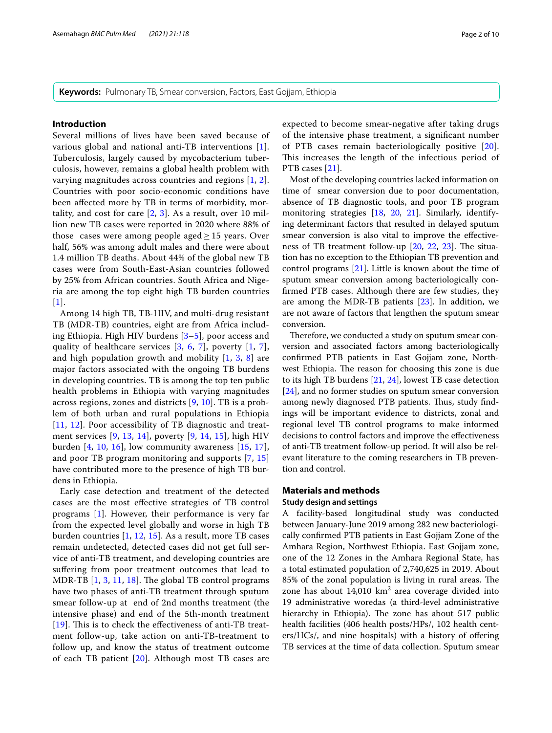**Keywords:** Pulmonary TB, Smear conversion, Factors, East Gojjam, Ethiopia

## Introduction

Several millions of lives have been saved because of various global and national anti-TB interventions [1]. Tuberculosis, largely caused by mycobacterium tuberculosis, however, remains a global health problem with varying magnitudes across countries and regions [1, 2]. Countries with poor socio-economic conditions have been affected more by TB in terms of morbidity, mortality, and cost for care [2, 3]. As a result, over 10 million new TB cases were reported in 2020 where 88% of those cases were among people aged ≥ 15 years. Over half, 56% was among adult males and there were about 1.4 million TB deaths. About 44% of the global new TB cases were from South-East-Asian countries followed by 25% from African countries. South Africa and Nigeria are among the top eight high TB burden countries [1].

Among 14 high TB, TB-HIV, and multi-drug resistant TB (MDR-TB) countries, eight are from Africa including Ethiopia. High HIV burdens [3–5], poor access and quality of healthcare services [3, 6, 7], poverty [1, 7], and high population growth and mobility [1, 3, 8] are major factors associated with the ongoing TB burdens in developing countries. TB is among the top ten public health problems in Ethiopia with varying magnitudes across regions, zones and districts [9, 10]. TB is a problem of both urban and rural populations in Ethiopia [11, 12]. Poor accessibility of TB diagnostic and treatment services [9, 13, 14], poverty [9, 14, 15], high HIV burden [4, 10, 16], low community awareness [15, 17], and poor TB program monitoring and supports [7, 15] have contributed more to the presence of high TB burdens in Ethiopia.

Early case detection and treatment of the detected cases are the most effective strategies of TB control programs [1]. However, their performance is very far from the expected level globally and worse in high TB burden countries [1, 12, 15]. As a result, more TB cases remain undetected, detected cases did not get full service of anti-TB treatment, and developing countries are suffering from poor treatment outcomes that lead to MDR-TB [1, 3, 11, 18]. The global TB control programs have two phases of anti-TB treatment through sputum smear follow-up at end of 2nd months treatment (the intensive phase) and end of the 5th-month treatment [19]. This is to check the effectiveness of anti-TB treatment follow-up, take action on anti-TB-treatment to follow up, and know the status of treatment outcome of each TB patient [20]. Although most TB cases are expected to become smear-negative after taking drugs of the intensive phase treatment, a significant number of PTB cases remain bacteriologically positive [20]. This increases the length of the infectious period of PTB cases [21].

Most of the developing countries lacked information on time of smear conversion due to poor documentation, absence of TB diagnostic tools, and poor TB program monitoring strategies [18, 20, 21]. Similarly, identifying determinant factors that resulted in delayed sputum smear conversion is also vital to improve the effectiveness of TB treatment follow-up [20, 22, 23]. The situation has no exception to the Ethiopian TB prevention and control programs [21]. Little is known about the time of sputum smear conversion among bacteriologically confirmed PTB cases. Although there are few studies, they are among the MDR-TB patients [23]. In addition, we are not aware of factors that lengthen the sputum smear conversion.

Therefore, we conducted a study on sputum smear conversion and associated factors among bacteriologically confirmed PTB patients in East Gojjam zone, Northwest Ethiopia. The reason for choosing this zone is due to its high TB burdens [21, 24], lowest TB case detection [24], and no former studies on sputum smear conversion among newly diagnosed PTB patients. Thus, study findings will be important evidence to districts, zonal and regional level TB control programs to make informed decisions to control factors and improve the effectiveness of anti-TB treatment follow-up period. It will also be relevant literature to the coming researchers in TB prevention and control.

## Materials and methods

### Study design and settings

A facility-based longitudinal study was conducted between January-June 2019 among 282 new bacteriologically confirmed PTB patients in East Gojjam Zone of the Amhara Region, Northwest Ethiopia. East Gojjam zone, one of the 12 Zones in the Amhara Regional State, has a total estimated population of 2,740,625 in 2019. About 85% of the zonal population is living in rural areas. The zone has about 14,010 km$^2$ area coverage divided into 19 administrative woredas (a third-level administrative hierarchy in Ethiopia). The zone has about 517 public health facilities (406 health posts/HPs/, 102 health centers/HCs/, and nine hospitals) with a history of offering TB services at the time of data collection. Sputum smear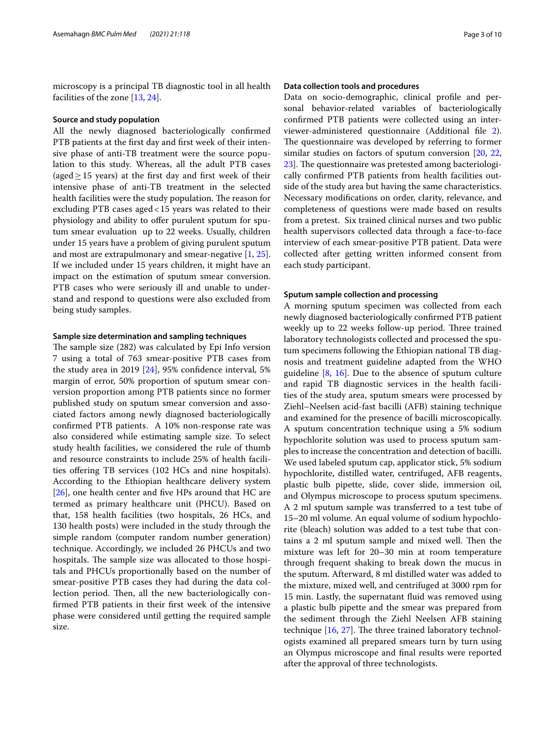microscopy is a principal TB diagnostic tool in all health facilities of the zone [13, 24].

### Source and study population

All the newly diagnosed bacteriologically confirmed PTB patients at the first day and first week of their intensive phase of anti-TB treatment were the source population to this study. Whereas, all the adult PTB cases (aged ≥ 15 years) at the first day and first week of their intensive phase of anti-TB treatment in the selected health facilities were the study population. The reason for excluding PTB cases aged < 15 years was related to their physiology and ability to offer purulent sputum for sputum smear evaluation up to 22 weeks. Usually, children under 15 years have a problem of giving purulent sputum and most are extrapulmonary and smear-negative [1, 25]. If we included under 15 years children, it might have an impact on the estimation of sputum smear conversion. PTB cases who were seriously ill and unable to understand and respond to questions were also excluded from being study samples.

### Sample size determination and sampling techniques

The sample size (282) was calculated by Epi Info version 7 using a total of 763 smear-positive PTB cases from the study area in 2019 [24], 95% confidence interval, 5% margin of error, 50% proportion of sputum smear conversion proportion among PTB patients since no former published study on sputum smear conversion and associated factors among newly diagnosed bacteriologically confirmed PTB patients. A 10% non-response rate was also considered while estimating sample size. To select study health facilities, we considered the rule of thumb and resource constraints to include 25% of health facilities offering TB services (102 HCs and nine hospitals). According to the Ethiopian healthcare delivery system [26], one health center and five HPs around that HC are termed as primary healthcare unit (PHCU). Based on that, 158 health facilities (two hospitals, 26 HCs, and 130 health posts) were included in the study through the simple random (computer random number generation) technique. Accordingly, we included 26 PHCUs and two hospitals. The sample size was allocated to those hospitals and PHCUs proportionally based on the number of smear-positive PTB cases they had during the data collection period. Then, all the new bacteriologically confirmed PTB patients in their first week of the intensive phase were considered until getting the required sample size.

### Data collection tools and procedures

Data on socio-demographic, clinical profile and personal behavior-related variables of bacteriologically confirmed PTB patients were collected using an interviewer-administered questionnaire (Additional file 2). The questionnaire was developed by referring to former similar studies on factors of sputum conversion [20, 22, 23]. The questionnaire was pretested among bacteriologically confirmed PTB patients from health facilities outside of the study area but having the same characteristics. Necessary modifications on order, clarity, relevance, and completeness of questions were made based on results from a pretest. Six trained clinical nurses and two public health supervisors collected data through a face-to-face interview of each smear-positive PTB patient. Data were collected after getting written informed consent from each study participant.

### Sputum sample collection and processing

A morning sputum specimen was collected from each newly diagnosed bacteriologically confirmed PTB patient weekly up to 22 weeks follow-up period. Three trained laboratory technologists collected and processed the sputum specimens following the Ethiopian national TB diagnosis and treatment guideline adapted from the WHO guideline [8, 16]. Due to the absence of sputum culture and rapid TB diagnostic services in the health facilities of the study area, sputum smears were processed by Ziehl–Neelsen acid-fast bacilli (AFB) staining technique and examined for the presence of bacilli microscopically. A sputum concentration technique using a 5% sodium hypochlorite solution was used to process sputum samples to increase the concentration and detection of bacilli. We used labeled sputum cap, applicator stick, 5% sodium hypochlorite, distilled water, centrifuged, AFB reagents, plastic bulb pipette, slide, cover slide, immersion oil, and Olympus microscope to process sputum specimens. A 2 ml sputum sample was transferred to a test tube of 15–20 ml volume. An equal volume of sodium hypochlorite (bleach) solution was added to a test tube that contains a 2 ml sputum sample and mixed well. Then the mixture was left for 20–30 min at room temperature through frequent shaking to break down the mucus in the sputum. Afterward, 8 ml distilled water was added to the mixture, mixed well, and centrifuged at 3000 rpm for 15 min. Lastly, the supernatant fluid was removed using a plastic bulb pipette and the smear was prepared from the sediment through the Ziehl Neelsen AFB staining technique [16, 27]. The three trained laboratory technologists examined all prepared smears turn by turn using an Olympus microscope and final results were reported after the approval of three technologists.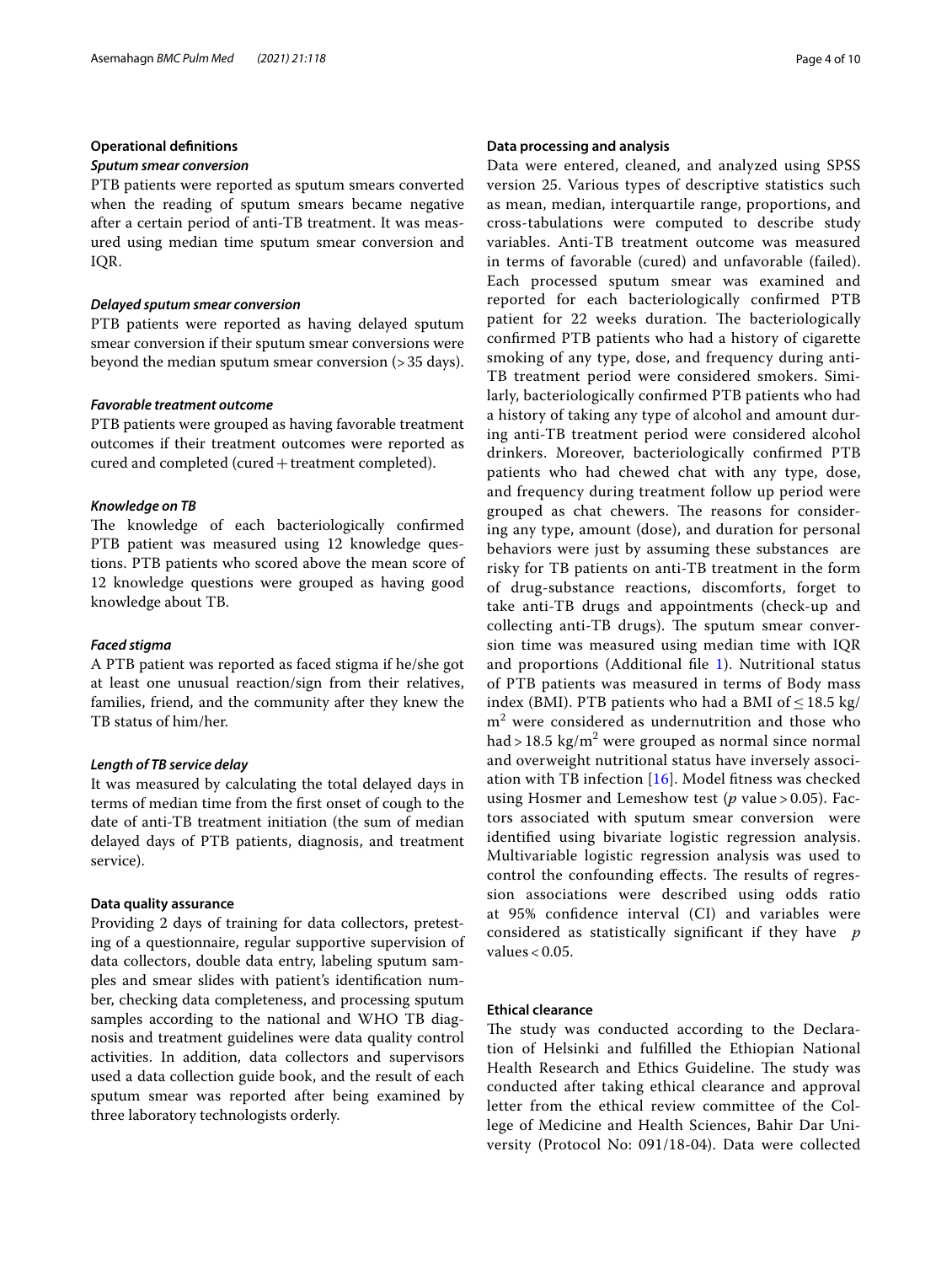## Operational definitions

### *Sputum smear conversion*

PTB patients were reported as sputum smears converted when the reading of sputum smears became negative after a certain period of anti-TB treatment. It was measured using median time sputum smear conversion and IQR.

### *Delayed sputum smear conversion*

PTB patients were reported as having delayed sputum smear conversion if their sputum smear conversions were beyond the median sputum smear conversion (> 35 days).

### *Favorable treatment outcome*

PTB patients were grouped as having favorable treatment outcomes if their treatment outcomes were reported as cured and completed (cured + treatment completed).

### *Knowledge on TB*

The knowledge of each bacteriologically confirmed PTB patient was measured using 12 knowledge questions. PTB patients who scored above the mean score of 12 knowledge questions were grouped as having good knowledge about TB.

### *Faced stigma*

A PTB patient was reported as faced stigma if he/she got at least one unusual reaction/sign from their relatives, families, friend, and the community after they knew the TB status of him/her.

### *Length of TB service delay*

It was measured by calculating the total delayed days in terms of median time from the first onset of cough to the date of anti-TB treatment initiation (the sum of median delayed days of PTB patients, diagnosis, and treatment service).

## Data quality assurance

Providing 2 days of training for data collectors, pretesting of a questionnaire, regular supportive supervision of data collectors, double data entry, labeling sputum samples and smear slides with patient's identification number, checking data completeness, and processing sputum samples according to the national and WHO TB diagnosis and treatment guidelines were data quality control activities. In addition, data collectors and supervisors used a data collection guide book, and the result of each sputum smear was reported after being examined by three laboratory technologists orderly.

## Data processing and analysis

Data were entered, cleaned, and analyzed using SPSS version 25. Various types of descriptive statistics such as mean, median, interquartile range, proportions, and cross-tabulations were computed to describe study variables. Anti-TB treatment outcome was measured in terms of favorable (cured) and unfavorable (failed). Each processed sputum smear was examined and reported for each bacteriologically confirmed PTB patient for 22 weeks duration. The bacteriologically confirmed PTB patients who had a history of cigarette smoking of any type, dose, and frequency during anti-TB treatment period were considered smokers. Similarly, bacteriologically confirmed PTB patients who had a history of taking any type of alcohol and amount during anti-TB treatment period were considered alcohol drinkers. Moreover, bacteriologically confirmed PTB patients who had chewed chat with any type, dose, and frequency during treatment follow up period were grouped as chat chewers. The reasons for considering any type, amount (dose), and duration for personal behaviors were just by assuming these substances are risky for TB patients on anti-TB treatment in the form of drug-substance reactions, discomforts, forget to take anti-TB drugs and appointments (check-up and collecting anti-TB drugs). The sputum smear conversion time was measured using median time with IQR and proportions (Additional file 1). Nutritional status of PTB patients was measured in terms of Body mass index (BMI). PTB patients who had a BMI of $\leq 18.5$ kg/m$^2$ were considered as undernutrition and those who had $> 18.5$ kg/m$^2$ were grouped as normal since normal and overweight nutritional status have inversely association with TB infection [16]. Model fitness was checked using Hosmer and Lemeshow test ($p$ value > 0.05). Factors associated with sputum smear conversion were identified using bivariate logistic regression analysis. Multivariable logistic regression analysis was used to control the confounding effects. The results of regression associations were described using odds ratio at 95% confidence interval (CI) and variables were considered as statistically significant if they have $p$ values < 0.05.

## Ethical clearance

The study was conducted according to the Declaration of Helsinki and fulfilled the Ethiopian National Health Research and Ethics Guideline. The study was conducted after taking ethical clearance and approval letter from the ethical review committee of the College of Medicine and Health Sciences, Bahir Dar University (Protocol No: 091/18-04). Data were collected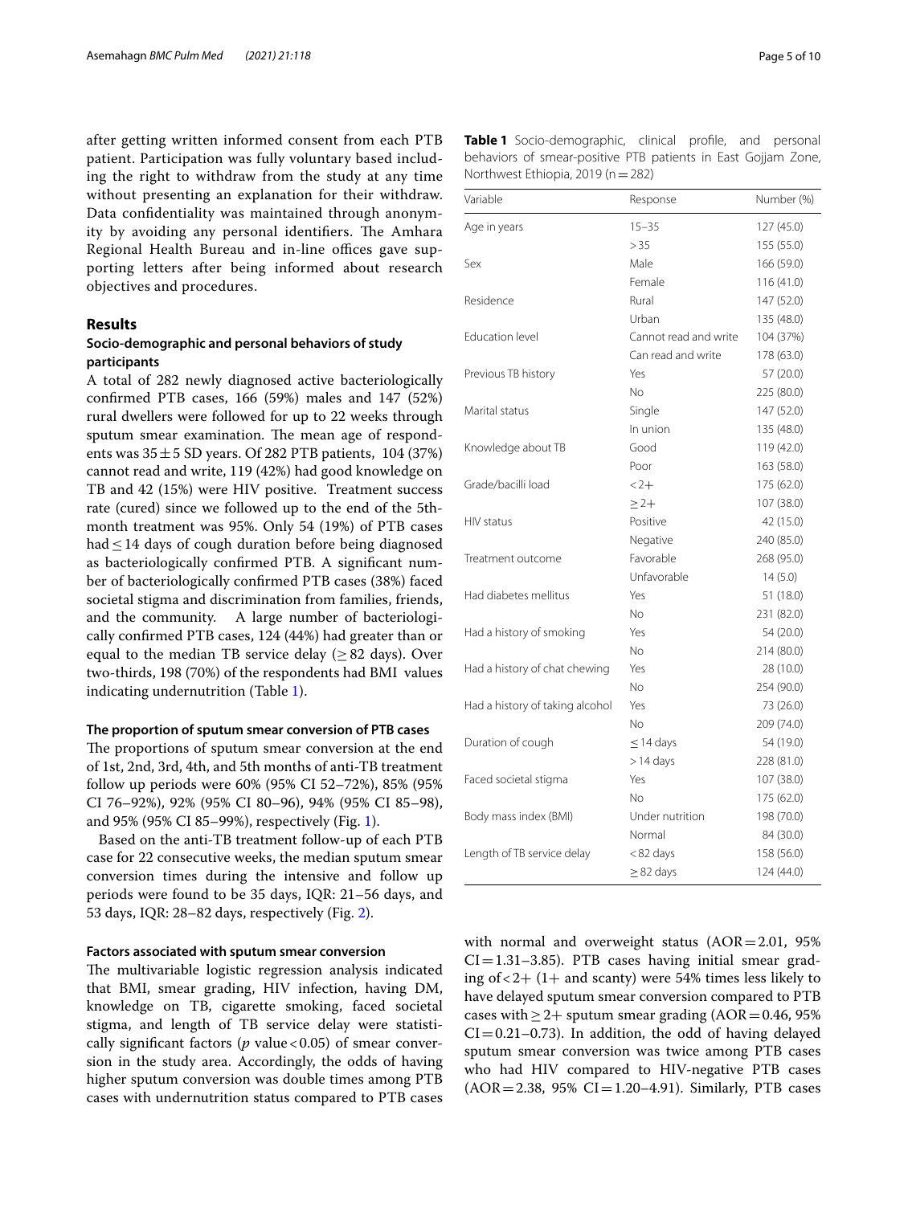after getting written informed consent from each PTB patient. Participation was fully voluntary based including the right to withdraw from the study at any time without presenting an explanation for their withdraw. Data confidentiality was maintained through anonymity by avoiding any personal identifiers. The Amhara Regional Health Bureau and in-line offices gave supporting letters after being informed about research objectives and procedures.

## Results

### Socio-demographic and personal behaviors of study participants

A total of 282 newly diagnosed active bacteriologically confirmed PTB cases, 166 (59%) males and 147 (52%) rural dwellers were followed for up to 22 weeks through sputum smear examination. The mean age of respondents was $35 \pm 5$ SD years. Of 282 PTB patients, 104 (37%) cannot read and write, 119 (42%) had good knowledge on TB and 42 (15%) were HIV positive. Treatment success rate (cured) since we followed up to the end of the 5th-month treatment was 95%. Only 54 (19%) of PTB cases had $\leq 14$ days of cough duration before being diagnosed as bacteriologically confirmed PTB. A significant number of bacteriologically confirmed PTB cases (38%) faced societal stigma and discrimination from families, friends, and the community. A large number of bacteriologically confirmed PTB cases, 124 (44%) had greater than or equal to the median TB service delay ($\geq 82$ days). Over two-thirds, 198 (70%) of the respondents had BMI values indicating undernutrition (Table 1).

**Table 1** Socio-demographic, clinical profile, and personal behaviors of smear-positive PTB patients in East Gojjam Zone, Northwest Ethiopia, 2019 (n = 282)

| Variable | Response | Number (%) |
|---|---|---|
| Age in years | 15–35 | 127 (45.0) |
| | > 35 | 155 (55.0) |
| Sex | Male | 166 (59.0) |
| | Female | 116 (41.0) |
| Residence | Rural | 147 (52.0) |
| | Urban | 135 (48.0) |
| Education level | Cannot read and write | 104 (37%) |
| | Can read and write | 178 (63.0) |
| Previous TB history | Yes | 57 (20.0) |
| | No | 225 (80.0) |
| Marital status | Single | 147 (52.0) |
| | In union | 135 (48.0) |
| Knowledge about TB | Good | 119 (42.0) |
| | Poor | 163 (58.0) |
| Grade/bacilli load | < 2+ | 175 (62.0) |
| | ≥ 2+ | 107 (38.0) |
| HIV status | Positive | 42 (15.0) |
| | Negative | 240 (85.0) |
| Treatment outcome | Favorable | 268 (95.0) |
| | Unfavorable | 14 (5.0) |
| Had diabetes mellitus | Yes | 51 (18.0) |
| | No | 231 (82.0) |
| Had a history of smoking | Yes | 54 (20.0) |
| | No | 214 (80.0) |
| Had a history of chat chewing | Yes | 28 (10.0) |
| | No | 254 (90.0) |
| Had a history of taking alcohol | Yes | 73 (26.0) |
| | No | 209 (74.0) |
| Duration of cough | ≤ 14 days | 54 (19.0) |
| | > 14 days | 228 (81.0) |
| Faced societal stigma | Yes | 107 (38.0) |
| | No | 175 (62.0) |
| Body mass index (BMI) | Under nutrition | 198 (70.0) |
| | Normal | 84 (30.0) |
| Length of TB service delay | < 82 days | 158 (56.0) |
| | ≥ 82 days | 124 (44.0) |

### The proportion of sputum smear conversion of PTB cases

The proportions of sputum smear conversion at the end of 1st, 2nd, 3rd, 4th, and 5th months of anti-TB treatment follow up periods were 60% (95% CI 52–72%), 85% (95% CI 76–92%), 92% (95% CI 80–96), 94% (95% CI 85–98), and 95% (95% CI 85–99%), respectively (Fig. 1).

Based on the anti-TB treatment follow-up of each PTB case for 22 consecutive weeks, the median sputum smear conversion times during the intensive and follow up periods were found to be 35 days, IQR: 21–56 days, and 53 days, IQR: 28–82 days, respectively (Fig. 2).

### Factors associated with sputum smear conversion

The multivariable logistic regression analysis indicated that BMI, smear grading, HIV infection, having DM, knowledge on TB, cigarette smoking, faced societal stigma, and length of TB service delay were statistically significant factors ($p$ value < 0.05) of smear conversion in the study area. Accordingly, the odds of having higher sputum conversion was double times among PTB cases with undernutrition status compared to PTB cases with normal and overweight status (AOR = 2.01, 95% CI = 1.31–3.85). PTB cases having initial smear grading of < 2+ (1+ and scanty) were 54% times less likely to have delayed sputum smear conversion compared to PTB cases with ≥ 2+ sputum smear grading (AOR = 0.46, 95% CI = 0.21–0.73). In addition, the odd of having delayed sputum smear conversion was twice among PTB cases who had HIV compared to HIV-negative PTB cases (AOR = 2.38, 95% CI = 1.20–4.91). Similarly, PTB cases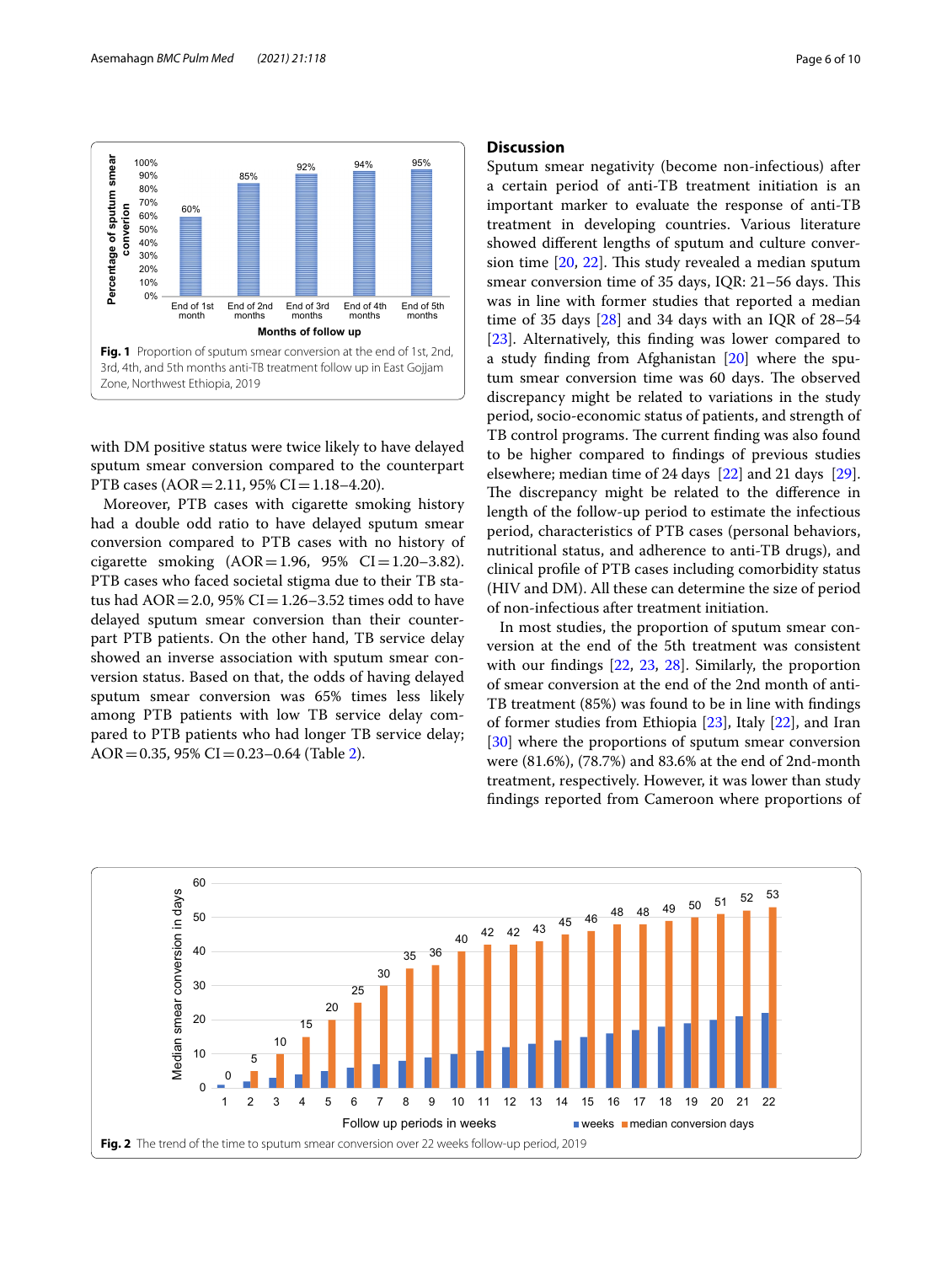Fig. 1 Proportion of sputum smear conversion at the end of 1st, 2nd, 3rd, 4th, and 5th months anti-TB treatment follow up in East Gojjam Zone, Northwest Ethiopia, 2019

with DM positive status were twice likely to have delayed sputum smear conversion compared to the counterpart PTB cases (AOR = 2.11, 95% CI = 1.18–4.20).

Moreover, PTB cases with cigarette smoking history had a double odd ratio to have delayed sputum smear conversion compared to PTB cases with no history of cigarette smoking (AOR = 1.96, 95% CI = 1.20–3.82). PTB cases who faced societal stigma due to their TB status had AOR = 2.0, 95% CI = 1.26–3.52 times odd to have delayed sputum smear conversion than their counterpart PTB patients. On the other hand, TB service delay showed an inverse association with sputum smear conversion status. Based on that, the odds of having delayed sputum smear conversion was 65% times less likely among PTB patients with low TB service delay compared to PTB patients who had longer TB service delay; AOR = 0.35, 95% CI = 0.23–0.64 (Table 2).

## Discussion

Sputum smear negativity (become non-infectious) after a certain period of anti-TB treatment initiation is an important marker to evaluate the response of anti-TB treatment in developing countries. Various literature showed different lengths of sputum and culture conversion time [20, 22]. This study revealed a median sputum smear conversion time of 35 days, IQR: 21–56 days. This was in line with former studies that reported a median time of 35 days [28] and 34 days with an IQR of 28–54 [23]. Alternatively, this finding was lower compared to a study finding from Afghanistan [20] where the sputum smear conversion time was 60 days. The observed discrepancy might be related to variations in the study period, socio-economic status of patients, and strength of TB control programs. The current finding was also found to be higher compared to findings of previous studies elsewhere; median time of 24 days [22] and 21 days [29]. The discrepancy might be related to the difference in length of the follow-up period to estimate the infectious period, characteristics of PTB cases (personal behaviors, nutritional status, and adherence to anti-TB drugs), and clinical profile of PTB cases including comorbidity status (HIV and DM). All these can determine the size of period of non-infectious after treatment initiation.

In most studies, the proportion of sputum smear conversion at the end of the 5th treatment was consistent with our findings [22, 23, 28]. Similarly, the proportion of smear conversion at the end of the 2nd month of anti-TB treatment (85%) was found to be in line with findings of former studies from Ethiopia [23], Italy [22], and Iran [30] where the proportions of sputum smear conversion were (81.6%), (78.7%) and 83.6% at the end of 2nd-month treatment, respectively. However, it was lower than study findings reported from Cameroon where proportions of

Fig. 2 The trend of the time to sputum smear conversion over 22 weeks follow-up period, 2019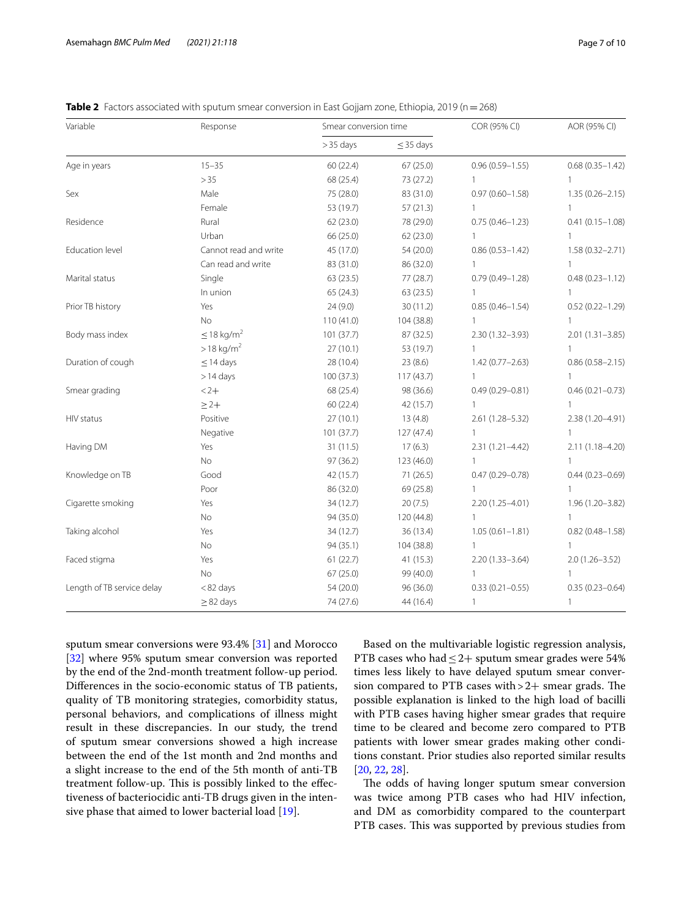**Table 2** Factors associated with sputum smear conversion in East Gojjam zone, Ethiopia, 2019 (n = 268)

| Variable | Response | Smear conversion time | | COR (95% CI) | AOR (95% CI) |
|---|---|---|---|---|---|
| | | > 35 days | ≤ 35 days | | |
| Age in years | 15–35 | 60 (22.4) | 67 (25.0) | 0.96 (0.59–1.55) | 0.68 (0.35–1.42) |
| | > 35 | 68 (25.4) | 73 (27.2) | 1 | 1 |
| Sex | Male | 75 (28.0) | 83 (31.0) | 0.97 (0.60–1.58) | 1.35 (0.26–2.15) |
| | Female | 53 (19.7) | 57 (21.3) | 1 | 1 |
| Residence | Rural | 62 (23.0) | 78 (29.0) | 0.75 (0.46–1.23) | 0.41 (0.15–1.08) |
| | Urban | 66 (25.0) | 62 (23.0) | 1 | 1 |
| Education level | Cannot read and write | 45 (17.0) | 54 (20.0) | 0.86 (0.53–1.42) | 1.58 (0.32–2.71) |
| | Can read and write | 83 (31.0) | 86 (32.0) | 1 | 1 |
| Marital status | Single | 63 (23.5) | 77 (28.7) | 0.79 (0.49–1.28) | 0.48 (0.23–1.12) |
| | In union | 65 (24.3) | 63 (23.5) | 1 | 1 |
| Prior TB history | Yes | 24 (9.0) | 30 (11.2) | 0.85 (0.46–1.54) | 0.52 (0.22–1.29) |
| | No | 110 (41.0) | 104 (38.8) | 1 | 1 |
| Body mass index | ≤ 18 kg/m$^2$ | 101 (37.7) | 87 (32.5) | 2.30 (1.32–3.93) | 2.01 (1.31–3.85) |
| | > 18 kg/m$^2$ | 27 (10.1) | 53 (19.7) | 1 | 1 |
| Duration of cough | ≤ 14 days | 28 (10.4) | 23 (8.6) | 1.42 (0.77–2.63) | 0.86 (0.58–2.15) |
| | > 14 days | 100 (37.3) | 117 (43.7) | 1 | 1 |
| Smear grading | < 2+ | 68 (25.4) | 98 (36.6) | 0.49 (0.29–0.81) | 0.46 (0.21–0.73) |
| | ≥ 2+ | 60 (22.4) | 42 (15.7) | 1 | 1 |
| HIV status | Positive | 27 (10.1) | 13 (4.8) | 2.61 (1.28–5.32) | 2.38 (1.20–4.91) |
| | Negative | 101 (37.7) | 127 (47.4) | 1 | 1 |
| Having DM | Yes | 31 (11.5) | 17 (6.3) | 2.31 (1.21–4.42) | 2.11 (1.18–4.20) |
| | No | 97 (36.2) | 123 (46.0) | 1 | 1 |
| Knowledge on TB | Good | 42 (15.7) | 71 (26.5) | 0.47 (0.29–0.78) | 0.44 (0.23–0.69) |
| | Poor | 86 (32.0) | 69 (25.8) | 1 | 1 |
| Cigarette smoking | Yes | 34 (12.7) | 20 (7.5) | 2.20 (1.25–4.01) | 1.96 (1.20–3.82) |
| | No | 94 (35.0) | 120 (44.8) | 1 | 1 |
| Taking alcohol | Yes | 34 (12.7) | 36 (13.4) | 1.05 (0.61–1.81) | 0.82 (0.48–1.58) |
| | No | 94 (35.1) | 104 (38.8) | 1 | 1 |
| Faced stigma | Yes | 61 (22.7) | 41 (15.3) | 2.20 (1.33–3.64) | 2.0 (1.26–3.52) |
| | No | 67 (25.0) | 99 (40.0) | 1 | 1 |
| Length of TB service delay | < 82 days | 54 (20.0) | 96 (36.0) | 0.33 (0.21–0.55) | 0.35 (0.23–0.64) |
| | ≥ 82 days | 74 (27.6) | 44 (16.4) | 1 | 1 |

sputum smear conversions were 93.4% [31] and Morocco [32] where 95% sputum smear conversion was reported by the end of the 2nd-month treatment follow-up period. Differences in the socio-economic status of TB patients, quality of TB monitoring strategies, comorbidity status, personal behaviors, and complications of illness might result in these discrepancies. In our study, the trend of sputum smear conversions showed a high increase between the end of the 1st month and 2nd months and a slight increase to the end of the 5th month of anti-TB treatment follow-up. This is possibly linked to the effectiveness of bacteriocidic anti-TB drugs given in the intensive phase that aimed to lower bacterial load [19].

Based on the multivariable logistic regression analysis, PTB cases who had ≤ 2+ sputum smear grades were 54% times less likely to have delayed sputum smear conversion compared to PTB cases with > 2+ smear grads. The possible explanation is linked to the high load of bacilli with PTB cases having higher smear grades that require time to be cleared and become zero compared to PTB patients with lower smear grades making other conditions constant. Prior studies also reported similar results [20, 22, 28].

The odds of having longer sputum smear conversion was twice among PTB cases who had HIV infection, and DM as comorbidity compared to the counterpart PTB cases. This was supported by previous studies from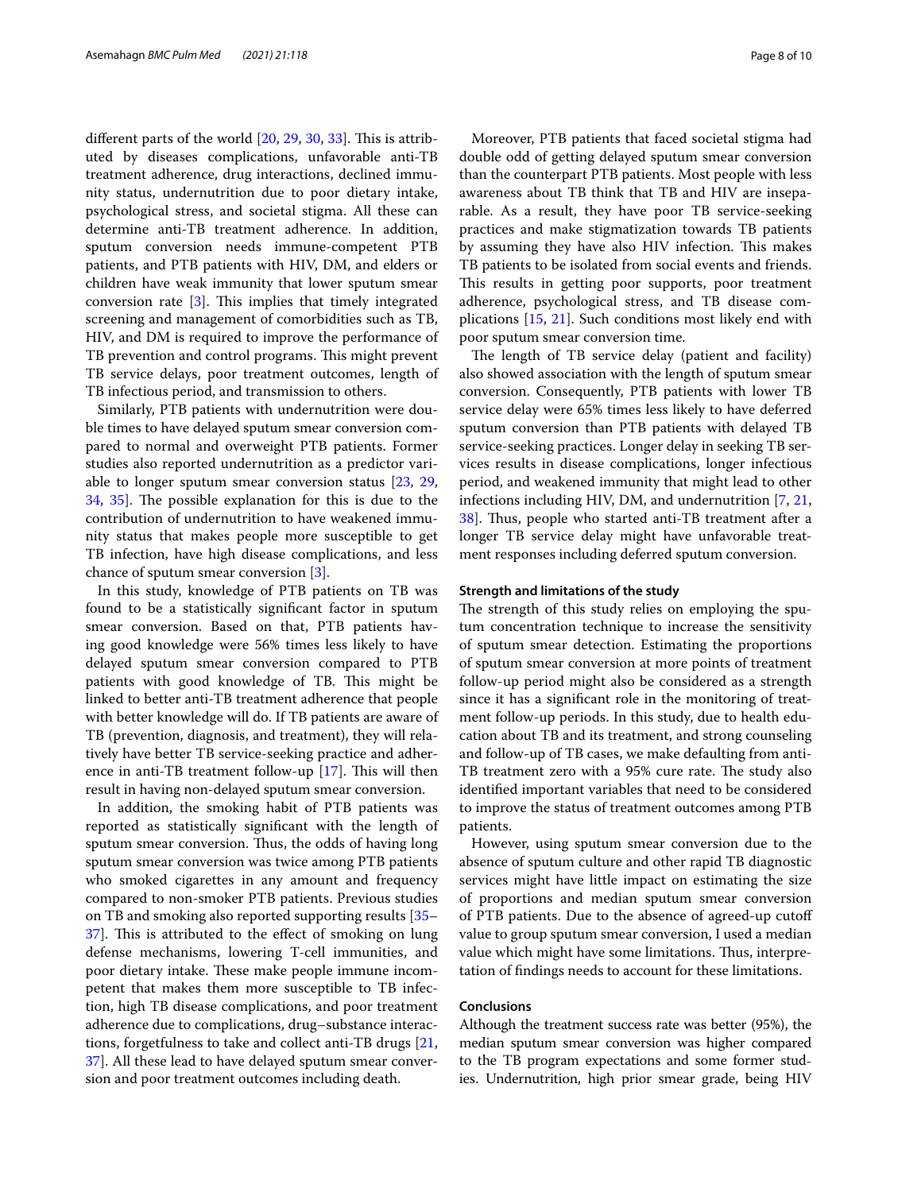different parts of the world [20, 29, 30, 33]. This is attributed by diseases complications, unfavorable anti-TB treatment adherence, drug interactions, declined immunity status, undernutrition due to poor dietary intake, psychological stress, and societal stigma. All these can determine anti-TB treatment adherence. In addition, sputum conversion needs immune-competent PTB patients, and PTB patients with HIV, DM, and elders or children have weak immunity that lower sputum smear conversion rate [3]. This implies that timely integrated screening and management of comorbidities such as TB, HIV, and DM is required to improve the performance of TB prevention and control programs. This might prevent TB service delays, poor treatment outcomes, length of TB infectious period, and transmission to others.

Similarly, PTB patients with undernutrition were double times to have delayed sputum smear conversion compared to normal and overweight PTB patients. Former studies also reported undernutrition as a predictor variable to longer sputum smear conversion status [23, 29, 34, 35]. The possible explanation for this is due to the contribution of undernutrition to have weakened immunity status that makes people more susceptible to get TB infection, have high disease complications, and less chance of sputum smear conversion [3].

In this study, knowledge of PTB patients on TB was found to be a statistically significant factor in sputum smear conversion. Based on that, PTB patients having good knowledge were 56% times less likely to have delayed sputum smear conversion compared to PTB patients with good knowledge of TB. This might be linked to better anti-TB treatment adherence that people with better knowledge will do. If TB patients are aware of TB (prevention, diagnosis, and treatment), they will relatively have better TB service-seeking practice and adherence in anti-TB treatment follow-up [17]. This will then result in having non-delayed sputum smear conversion.

In addition, the smoking habit of PTB patients was reported as statistically significant with the length of sputum smear conversion. Thus, the odds of having long sputum smear conversion was twice among PTB patients who smoked cigarettes in any amount and frequency compared to non-smoker PTB patients. Previous studies on TB and smoking also reported supporting results [35–37]. This is attributed to the effect of smoking on lung defense mechanisms, lowering T-cell immunities, and poor dietary intake. These make people immune incompetent that makes them more susceptible to TB infection, high TB disease complications, and poor treatment adherence due to complications, drug–substance interactions, forgetfulness to take and collect anti-TB drugs [21, 37]. All these lead to have delayed sputum smear conversion and poor treatment outcomes including death.

Moreover, PTB patients that faced societal stigma had double odd of getting delayed sputum smear conversion than the counterpart PTB patients. Most people with less awareness about TB think that TB and HIV are inseparable. As a result, they have poor TB service-seeking practices and make stigmatization towards TB patients by assuming they have also HIV infection. This makes TB patients to be isolated from social events and friends. This results in getting poor supports, poor treatment adherence, psychological stress, and TB disease complications [15, 21]. Such conditions most likely end with poor sputum smear conversion time.

The length of TB service delay (patient and facility) also showed association with the length of sputum smear conversion. Consequently, PTB patients with lower TB service delay were 65% times less likely to have deferred sputum conversion than PTB patients with delayed TB service-seeking practices. Longer delay in seeking TB services results in disease complications, longer infectious period, and weakened immunity that might lead to other infections including HIV, DM, and undernutrition [7, 21, 38]. Thus, people who started anti-TB treatment after a longer TB service delay might have unfavorable treatment responses including deferred sputum conversion.

## Strength and limitations of the study

The strength of this study relies on employing the sputum concentration technique to increase the sensitivity of sputum smear detection. Estimating the proportions of sputum smear conversion at more points of treatment follow-up period might also be considered as a strength since it has a significant role in the monitoring of treatment follow-up periods. In this study, due to health education about TB and its treatment, and strong counseling and follow-up of TB cases, we make defaulting from anti-TB treatment zero with a 95% cure rate. The study also identified important variables that need to be considered to improve the status of treatment outcomes among PTB patients.

However, using sputum smear conversion due to the absence of sputum culture and other rapid TB diagnostic services might have little impact on estimating the size of proportions and median sputum smear conversion of PTB patients. Due to the absence of agreed-up cutoff value to group sputum smear conversion, I used a median value which might have some limitations. Thus, interpretation of findings needs to account for these limitations.

## Conclusions

Although the treatment success rate was better (95%), the median sputum smear conversion was higher compared to the TB program expectations and some former studies. Undernutrition, high prior smear grade, being HIV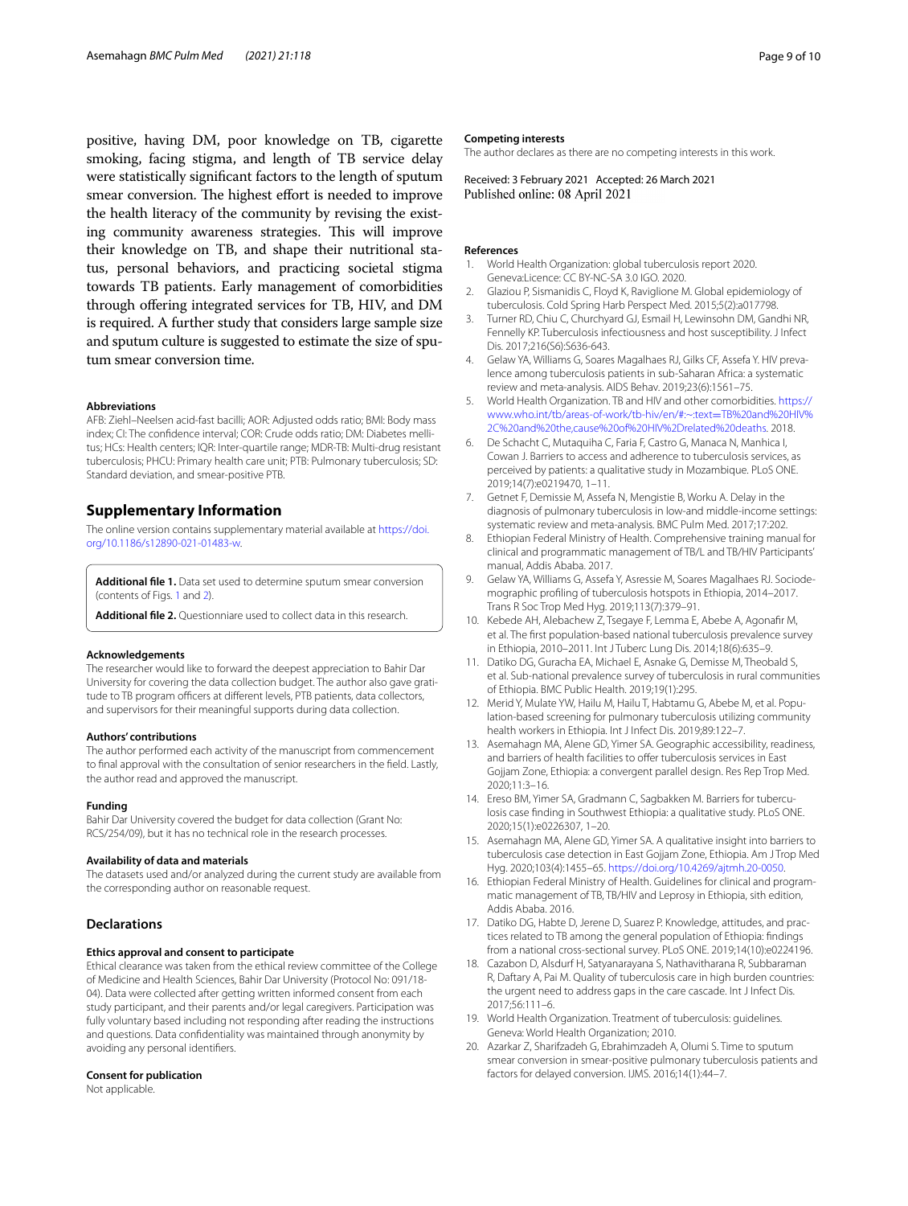positive, having DM, poor knowledge on TB, cigarette smoking, facing stigma, and length of TB service delay were statistically significant factors to the length of sputum smear conversion. The highest effort is needed to improve the health literacy of the community by revising the existing community awareness strategies. This will improve their knowledge on TB, and shape their nutritional status, personal behaviors, and practicing societal stigma towards TB patients. Early management of comorbidities through offering integrated services for TB, HIV, and DM is required. A further study that considers large sample size and sputum culture is suggested to estimate the size of sputum smear conversion time.

#### Abbreviations

AFB: Ziehl–Neelsen acid-fast bacilli; AOR: Adjusted odds ratio; BMI: Body mass index; CI: The confidence interval; COR: Crude odds ratio; DM: Diabetes mellitus; HCs: Health centers; IQR: Inter-quartile range; MDR-TB: Multi-drug resistant tuberculosis; PHCU: Primary health care unit; PTB: Pulmonary tuberculosis; SD: Standard deviation, and smear-positive PTB.

## Supplementary Information

The online version contains supplementary material available at https://doi.org/10.1186/s12890-021-01483-w.

**Additional file 1.** Data set used to determine sputum smear conversion (contents of Figs. 1 and 2).

**Additional file 2.** Questionniare used to collect data in this research.

#### Acknowledgements

The researcher would like to forward the deepest appreciation to Bahir Dar University for covering the data collection budget. The author also gave gratitude to TB program officers at different levels, PTB patients, data collectors, and supervisors for their meaningful supports during data collection.

#### Authors' contributions

The author performed each activity of the manuscript from commencement to final approval with the consultation of senior researchers in the field. Lastly, the author read and approved the manuscript.

#### Funding

Bahir Dar University covered the budget for data collection (Grant No: RCS/254/09), but it has no technical role in the research processes.

#### Availability of data and materials

The datasets used and/or analyzed during the current study are available from the corresponding author on reasonable request.

## Declarations

#### Ethics approval and consent to participate

Ethical clearance was taken from the ethical review committee of the College of Medicine and Health Sciences, Bahir Dar University (Protocol No: 091/18-04). Data were collected after getting written informed consent from each study participant, and their parents and/or legal caregivers. Participation was fully voluntary based including not responding after reading the instructions and questions. Data confidentiality was maintained through anonymity by avoiding any personal identifiers.

#### Consent for publication

Not applicable.

#### Competing interests

The author declares as there are no competing interests in this work.

Received: 3 February 2021 Accepted: 26 March 2021
Published online: 08 April 2021

#### References

1. World Health Organization: global tuberculosis report 2020. Geneva:Licence: CC BY-NC-SA 3.0 IGO. 2020.
2. Glaziou P, Sismanidis C, Floyd K, Raviglione M. Global epidemiology of tuberculosis. Cold Spring Harb Perspect Med. 2015;5(2):a017798.
3. Turner RD, Chiu C, Churchyard GJ, Esmail H, Lewinsohn DM, Gandhi NR, Fennelly KP. Tuberculosis infectiousness and host susceptibility. J Infect Dis. 2017;216(S6):S636-643.
4. Gelaw YA, Williams G, Soares Magalhaes RJ, Gilks CF, Assefa Y. HIV prevalence among tuberculosis patients in sub-Saharan Africa: a systematic review and meta-analysis. AIDS Behav. 2019;23(6):1561–75.
5. World Health Organization. TB and HIV and other comorbidities. https://www.who.int/tb/areas-of-work/tb-hiv/en/#:~:text=TB%20and%20HIV%2C%20and%20the,cause%20of%20HIV%2Drelated%20deaths. 2018.
6. De Schacht C, Mutaquiha C, Faria F, Castro G, Manaca N, Manhica I, Cowan J. Barriers to access and adherence to tuberculosis services, as perceived by patients: a qualitative study in Mozambique. PLoS ONE. 2019;14(7):e0219470, 1–11.
7. Getnet F, Demissie M, Assefa N, Mengistie B, Worku A. Delay in the diagnosis of pulmonary tuberculosis in low-and middle-income settings: systematic review and meta-analysis. BMC Pulm Med. 2017;17:202.
8. Ethiopian Federal Ministry of Health. Comprehensive training manual for clinical and programmatic management of TB/L and TB/HIV Participants' manual, Addis Ababa. 2017.
9. Gelaw YA, Williams G, Assefa Y, Asressie M, Soares Magalhaes RJ. Sociodemographic profiling of tuberculosis hotspots in Ethiopia, 2014–2017. Trans R Soc Trop Med Hyg. 2019;113(7):379–91.
10. Kebede AH, Alebachew Z, Tsegaye F, Lemma E, Abebe A, Agonafir M, et al. The first population-based national tuberculosis prevalence survey in Ethiopia, 2010–2011. Int J Tuberc Lung Dis. 2014;18(6):635–9.
11. Datiko DG, Guracha EA, Michael E, Asnake G, Demisse M, Theobald S, et al. Sub-national prevalence survey of tuberculosis in rural communities of Ethiopia. BMC Public Health. 2019;19(1):295.
12. Merid Y, Mulate YW, Hailu M, Hailu T, Habtamu G, Abebe M, et al. Population-based screening for pulmonary tuberculosis utilizing community health workers in Ethiopia. Int J Infect Dis. 2019;89:122–7.
13. Asemahagn MA, Alene GD, Yimer SA. Geographic accessibility, readiness, and barriers of health facilities to offer tuberculosis services in East Gojjam Zone, Ethiopia: a convergent parallel design. Res Rep Trop Med. 2020;11:3–16.
14. Ereso BM, Yimer SA, Gradmann C, Sagbakken M. Barriers for tuberculosis case finding in Southwest Ethiopia: a qualitative study. PLoS ONE. 2020;15(1):e0226307, 1–20.
15. Asemahagn MA, Alene GD, Yimer SA. A qualitative insight into barriers to tuberculosis case detection in East Gojjam Zone, Ethiopia. Am J Trop Med Hyg. 2020;103(4):1455–65. https://doi.org/10.4269/ajtmh.20-0050.
16. Ethiopian Federal Ministry of Health. Guidelines for clinical and programmatic management of TB, TB/HIV and Leprosy in Ethiopia, sith edition, Addis Ababa. 2016.
17. Datiko DG, Habte D, Jerene D, Suarez P. Knowledge, attitudes, and practices related to TB among the general population of Ethiopia: findings from a national cross-sectional survey. PLoS ONE. 2019;14(10):e0224196.
18. Cazabon D, Alsdurf H, Satyanarayana S, Nathavitharana R, Subbaraman R, Daftary A, Pai M. Quality of tuberculosis care in high burden countries: the urgent need to address gaps in the care cascade. Int J Infect Dis. 2017;56:111–6.
19. World Health Organization. Treatment of tuberculosis: guidelines. Geneva: World Health Organization; 2010.
20. Azarkar Z, Sharifzadeh G, Ebrahimzadeh A, Olumi S. Time to sputum smear conversion in smear-positive pulmonary tuberculosis patients and factors for delayed conversion. IJMS. 2016;14(1):44–7.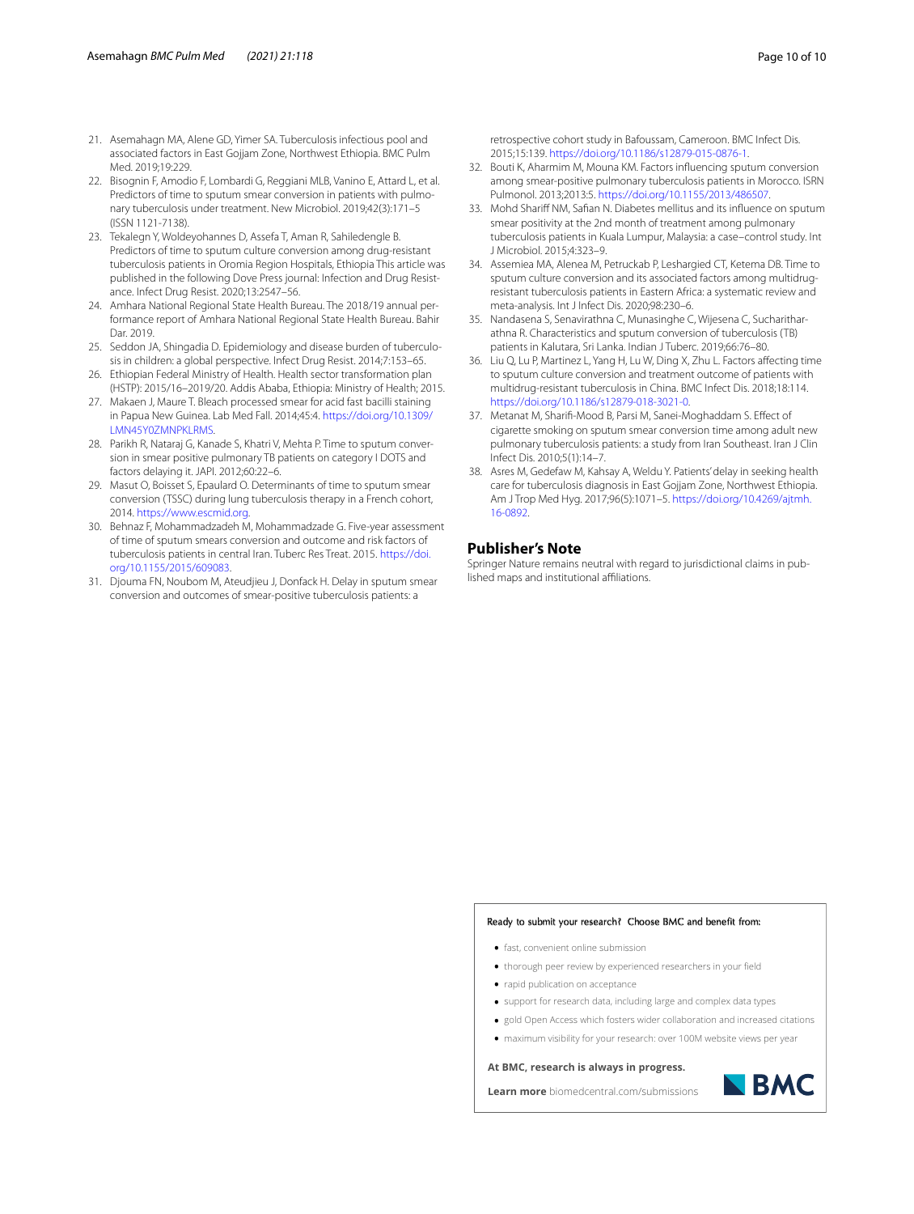21. Asemahagn MA, Alene GD, Yimer SA. Tuberculosis infectious pool and associated factors in East Gojjam Zone, Northwest Ethiopia. BMC Pulm Med. 2019;19:229.
22. Bisognin F, Amodio F, Lombardi G, Reggiani MLB, Vanino E, Attard L, et al. Predictors of time to sputum smear conversion in patients with pulmonary tuberculosis under treatment. New Microbiol. 2019;42(3):171–5 (ISSN 1121-7138).
23. Tekalegn Y, Woldeyohannes D, Assefa T, Aman R, Sahiledengle B. Predictors of time to sputum culture conversion among drug-resistant tuberculosis patients in Oromia Region Hospitals, Ethiopia This article was published in the following Dove Press journal: Infection and Drug Resistance. Infect Drug Resist. 2020;13:2547–56.
24. Amhara National Regional State Health Bureau. The 2018/19 annual performance report of Amhara National Regional State Health Bureau. Bahir Dar. 2019.
25. Seddon JA, Shingadia D. Epidemiology and disease burden of tuberculosis in children: a global perspective. Infect Drug Resist. 2014;7:153–65.
26. Ethiopian Federal Ministry of Health. Health sector transformation plan (HSTP): 2015/16–2019/20. Addis Ababa, Ethiopia: Ministry of Health; 2015.
27. Makaen J, Maure T. Bleach processed smear for acid fast bacilli staining in Papua New Guinea. Lab Med Fall. 2014;45:4. https://doi.org/10.1309/LMN45Y0ZMNPKLRMS.
28. Parikh R, Nataraj G, Kanade S, Khatri V, Mehta P. Time to sputum conversion in smear positive pulmonary TB patients on category I DOTS and factors delaying it. JAPI. 2012;60:22–6.
29. Masut O, Boisset S, Epaulard O. Determinants of time to sputum smear conversion (TSSC) during lung tuberculosis therapy in a French cohort, 2014. https://www.escmid.org.
30. Behnaz F, Mohammadzadeh M, Mohammadzade G. Five-year assessment of time of sputum smears conversion and outcome and risk factors of tuberculosis patients in central Iran. Tuberc Res Treat. 2015. https://doi.org/10.1155/2015/609083.
31. Djouma FN, Noubom M, Ateudjieu J, Donfack H. Delay in sputum smear conversion and outcomes of smear-positive tuberculosis patients: a retrospective cohort study in Bafoussam, Cameroon. BMC Infect Dis. 2015;15:139. https://doi.org/10.1186/s12879-015-0876-1.
32. Bouti K, Aharmim M, Mouna KM. Factors influencing sputum conversion among smear-positive pulmonary tuberculosis patients in Morocco. ISRN Pulmonol. 2013;2013:5. https://doi.org/10.1155/2013/486507.
33. Mohd Shariff NM, Safian N. Diabetes mellitus and its influence on sputum smear positivity at the 2nd month of treatment among pulmonary tuberculosis patients in Kuala Lumpur, Malaysia: a case–control study. Int J Microbiol. 2015;4:323–9.
34. Assemiea MA, Alenea M, Petruckab P, Leshargied CT, Ketema DB. Time to sputum culture conversion and its associated factors among multidrug-resistant tuberculosis patients in Eastern Africa: a systematic review and meta-analysis. Int J Infect Dis. 2020;98:230–6.
35. Nandasena S, Senavirathna C, Munasinghe C, Wijesena C, Sucharitharathna R. Characteristics and sputum conversion of tuberculosis (TB) patients in Kalutara, Sri Lanka. Indian J Tuberc. 2019;66:76–80.
36. Liu Q, Lu P, Martinez L, Yang H, Lu W, Ding X, Zhu L. Factors affecting time to sputum culture conversion and treatment outcome of patients with multidrug-resistant tuberculosis in China. BMC Infect Dis. 2018;18:114. https://doi.org/10.1186/s12879-018-3021-0.
37. Metanat M, Sharifi-Mood B, Parsi M, Sanei-Moghaddam S. Effect of cigarette smoking on sputum smear conversion time among adult new pulmonary tuberculosis patients: a study from Iran Southeast. Iran J Clin Infect Dis. 2010;5(1):14–7.
38. Asres M, Gedefaw M, Kahsay A, Weldu Y. Patients' delay in seeking health care for tuberculosis diagnosis in East Gojjam Zone, Northwest Ethiopia. Am J Trop Med Hyg. 2017;96(5):1071–5. https://doi.org/10.4269/ajtmh.16-0892.

## Publisher's Note

Springer Nature remains neutral with regard to jurisdictional claims in published maps and institutional affiliations.

Ready to submit your research? Choose BMC and benefit from:

- fast, convenient online submission
- thorough peer review by experienced researchers in your field
- rapid publication on acceptance
- support for research data, including large and complex data types
- gold Open Access which fosters wider collaboration and increased citations
- maximum visibility for your research: over 100M website views per year

**At BMC, research is always in progress.**

**Learn more** biomedcentral.com/submissions

BMC